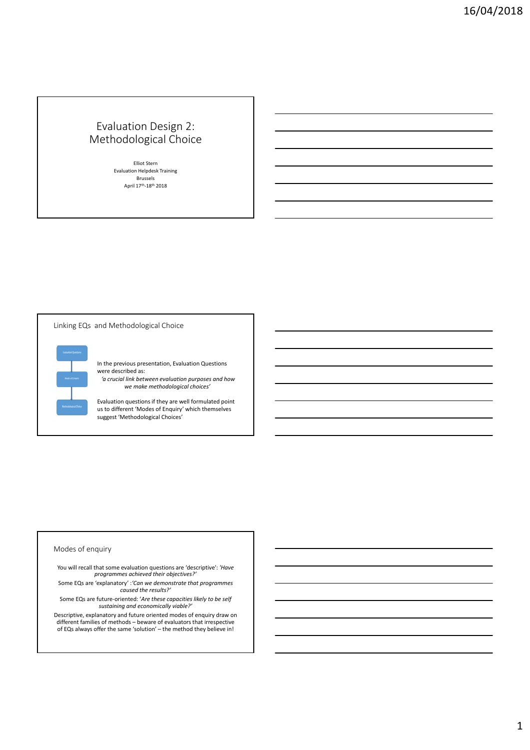# Evaluation Design 2: Methodological Choice

Elliot Stern
Evaluation Helpdesk Training
Brussels
April 17th-18th 2018

## Linking EQs and Methodological Choice

Evaluation Questions

Mode of Enquiry

Methodological Choice

In the previous presentation, Evaluation Questions were described as:

*'a crucial link between evaluation purposes and how we make methodological choices'*

Evaluation questions if they are well formulated point us to different 'Modes of Enquiry' which themselves suggest 'Methodological Choices'

## Modes of enquiry

You will recall that some evaluation questions are 'descriptive': *'Have programmes achieved their objectives?'*

Some EQs are 'explanatory' :*'Can we demonstrate that programmes caused the results?'*

Some EQs are future-oriented: *'Are these capacities likely to be self sustaining and economically viable?'*

Descriptive, explanatory and future oriented modes of enquiry draw on different families of methods – beware of evaluators that irrespective of EQs always offer the same 'solution' – the method they believe in!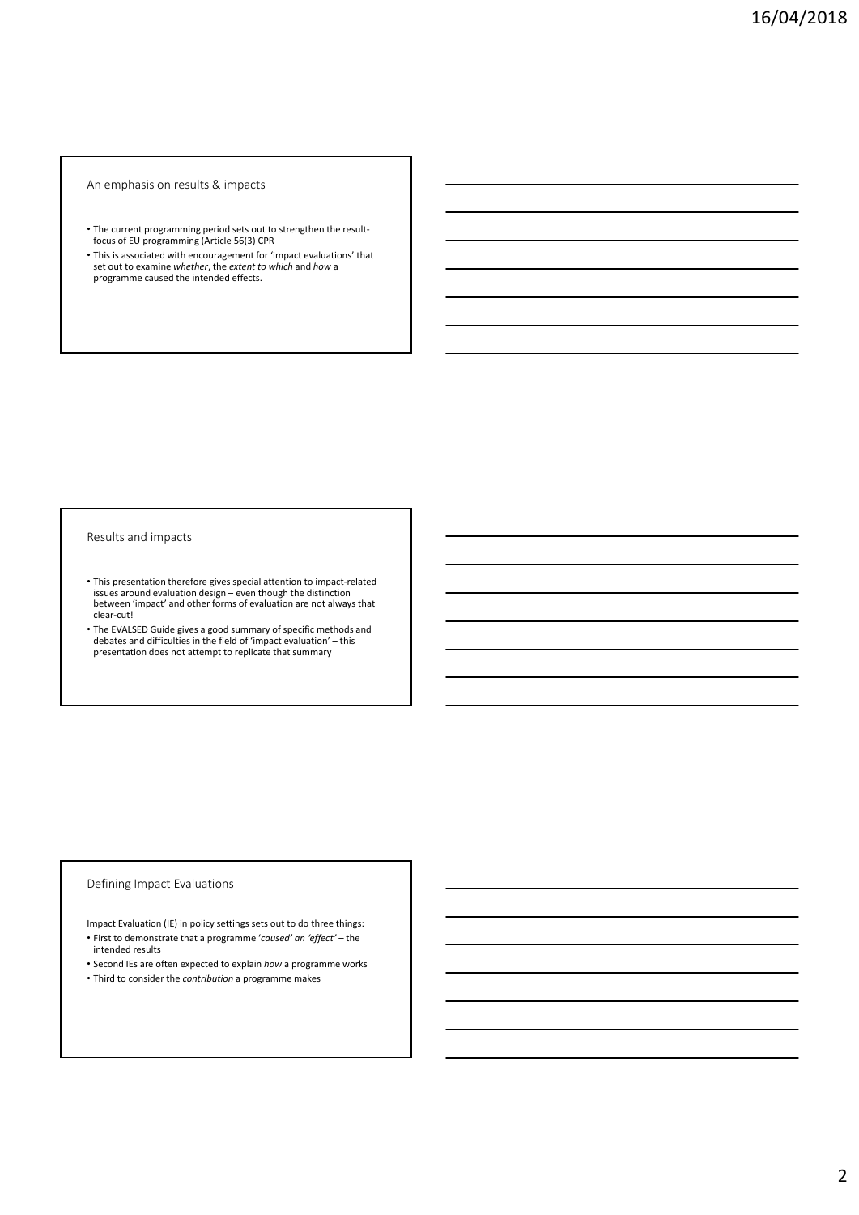## An emphasis on results & impacts

- The current programming period sets out to strengthen the result-focus of EU programming (Article 56(3) CPR
- This is associated with encouragement for 'impact evaluations' that set out to examine *whether*, the *extent to which* and *how* a programme caused the intended effects.

## Results and impacts

- This presentation therefore gives special attention to impact-related issues around evaluation design – even though the distinction between 'impact' and other forms of evaluation are not always that clear-cut!
- The EVALSED Guide gives a good summary of specific methods and debates and difficulties in the field of 'impact evaluation' – this presentation does not attempt to replicate that summary

## Defining Impact Evaluations

Impact Evaluation (IE) in policy settings sets out to do three things:

- First to demonstrate that a programme '*caused' an 'effect'* – the intended results
- Second IEs are often expected to explain *how* a programme works
- Third to consider the *contribution* a programme makes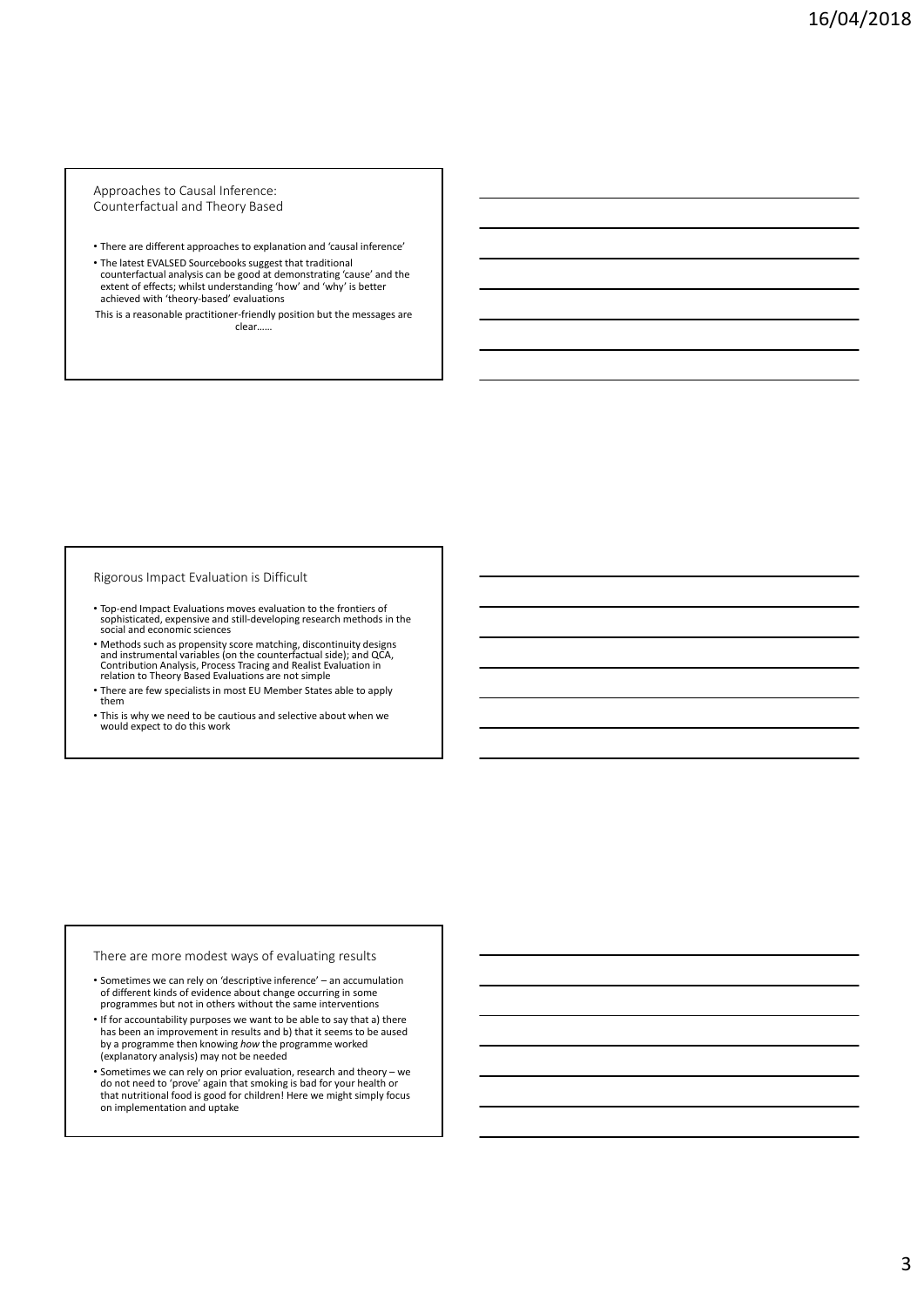## Approaches to Causal Inference: Counterfactual and Theory Based

- There are different approaches to explanation and 'causal inference'
- The latest EVALSED Sourcebooks suggest that traditional counterfactual analysis can be good at demonstrating 'cause' and the extent of effects; whilst understanding 'how' and 'why' is better achieved with 'theory-based' evaluations

This is a reasonable practitioner-friendly position but the messages are clear……

## Rigorous Impact Evaluation is Difficult

- Top-end Impact Evaluations moves evaluation to the frontiers of sophisticated, expensive and still-developing research methods in the social and economic sciences
- Methods such as propensity score matching, discontinuity designs and instrumental variables (on the counterfactual side); and QCA, Contribution Analysis, Process Tracing and Realist Evaluation in relation to Theory Based Evaluations are not simple
- There are few specialists in most EU Member States able to apply them
- This is why we need to be cautious and selective about when we would expect to do this work

## There are more modest ways of evaluating results

- Sometimes we can rely on 'descriptive inference' – an accumulation of different kinds of evidence about change occurring in some programmes but not in others without the same interventions
- If for accountability purposes we want to be able to say that a) there has been an improvement in results and b) that it seems to be aused by a programme then knowing *how* the programme worked (explanatory analysis) may not be needed
- Sometimes we can rely on prior evaluation, research and theory – we do not need to 'prove' again that smoking is bad for your health or that nutritional food is good for children! Here we might simply focus on implementation and uptake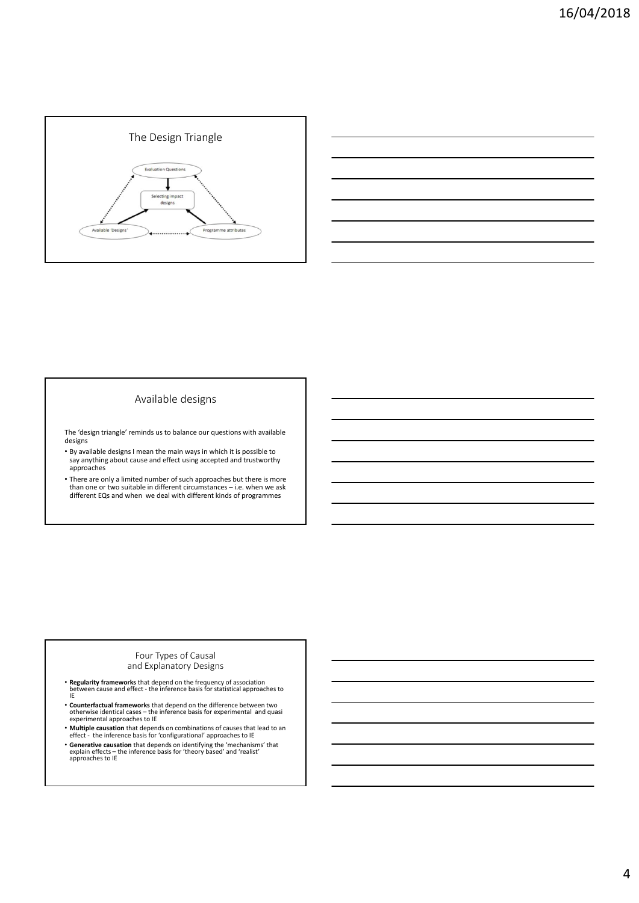## The Design Triangle

Evaluation Questions

Selecting impact designs

Available 'Designs'

Programme attributes

## Available designs

The 'design triangle' reminds us to balance our questions with available designs

- By available designs I mean the main ways in which it is possible to say anything about cause and effect using accepted and trustworthy approaches
- There are only a limited number of such approaches but there is more than one or two suitable in different circumstances – i.e. when we ask different EQs and when we deal with different kinds of programmes

## Four Types of Causal and Explanatory Designs

- **Regularity frameworks** that depend on the frequency of association between cause and effect - the inference basis for statistical approaches to IE
- **Counterfactual frameworks** that depend on the difference between two otherwise identical cases – the inference basis for experimental and quasi experimental approaches to IE
- **Multiple causation** that depends on combinations of causes that lead to an effect - the inference basis for 'configurational' approaches to IE
- **Generative causation** that depends on identifying the 'mechanisms' that explain effects – the inference basis for 'theory based' and 'realist' approaches to IE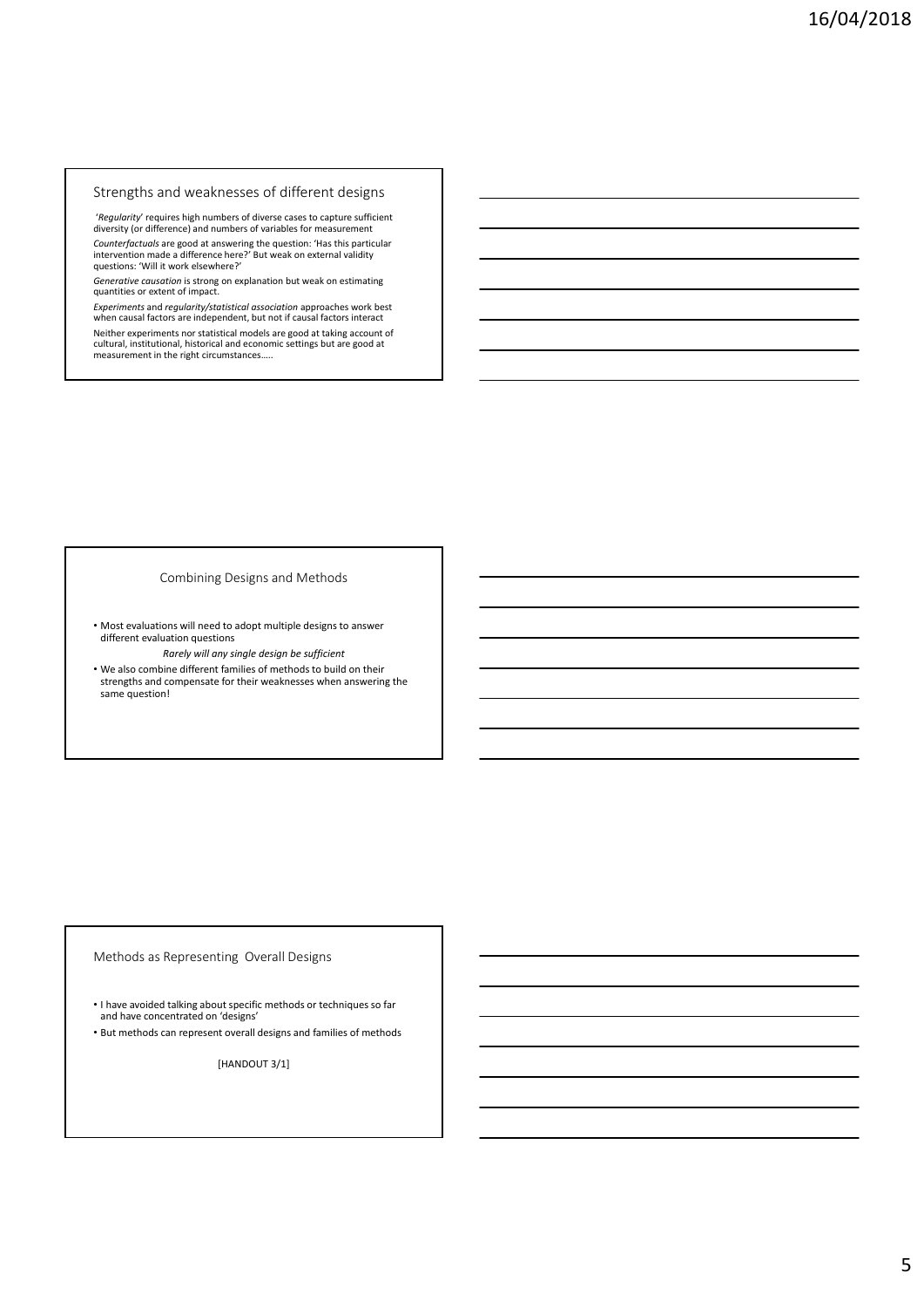## Strengths and weaknesses of different designs

'*Regularity*' requires high numbers of diverse cases to capture sufficient diversity (or difference) and numbers of variables for measurement

*Counterfactuals* are good at answering the question: 'Has this particular intervention made a difference here?' But weak on external validity questions: 'Will it work elsewhere?'

*Generative causation* is strong on explanation but weak on estimating quantities or extent of impact.

*Experiments* and *regularity/statistical association* approaches work best when causal factors are independent, but not if causal factors interact

Neither experiments nor statistical models are good at taking account of cultural, institutional, historical and economic settings but are good at measurement in the right circumstances…..

## Combining Designs and Methods

- Most evaluations will need to adopt multiple designs to answer different evaluation questions

  *Rarely will any single design be sufficient*

- We also combine different families of methods to build on their strengths and compensate for their weaknesses when answering the same question!

## Methods as Representing Overall Designs

- I have avoided talking about specific methods or techniques so far and have concentrated on 'designs'
- But methods can represent overall designs and families of methods

[HANDOUT 3/1]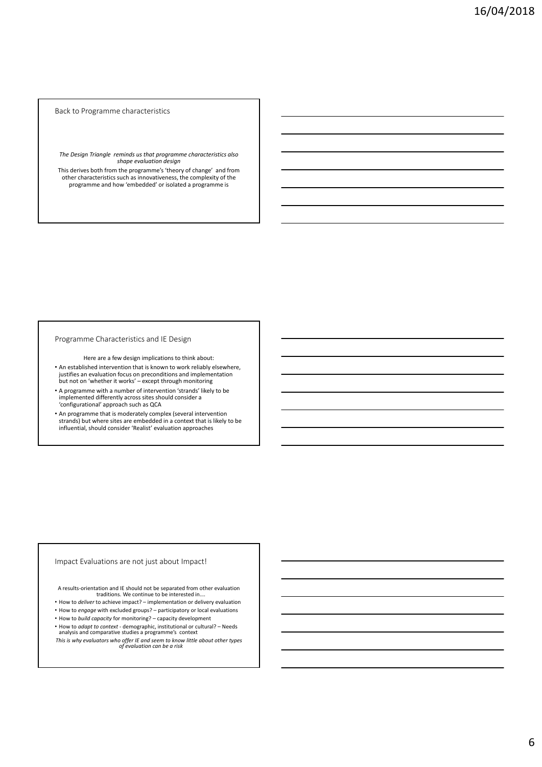## Back to Programme characteristics

*The Design Triangle reminds us that programme characteristics also shape evaluation design*

This derives both from the programme's 'theory of change' and from other characteristics such as innovativeness, the complexity of the programme and how 'embedded' or isolated a programme is

## Programme Characteristics and IE Design

Here are a few design implications to think about:

- An established intervention that is known to work reliably elsewhere, justifies an evaluation focus on preconditions and implementation but not on 'whether it works' – except through monitoring
- A programme with a number of intervention 'strands' likely to be implemented differently across sites should consider a 'configurational' approach such as QCA
- An programme that is moderately complex (several intervention strands) but where sites are embedded in a context that is likely to be influential, should consider 'Realist' evaluation approaches

## Impact Evaluations are not just about Impact!

A results-orientation and IE should not be separated from other evaluation traditions. We continue to be interested in….

- How to *deliver* to achieve impact? – implementation or delivery evaluation
- How to *engage* with excluded groups? – participatory or local evaluations
- How to *build capacity* for monitoring? – capacity development
- How to *adapt to context* - demographic, institutional or cultural? – Needs analysis and comparative studies a programme's context

*This is why evaluators who offer IE and seem to know little about other types of evaluation can be a risk*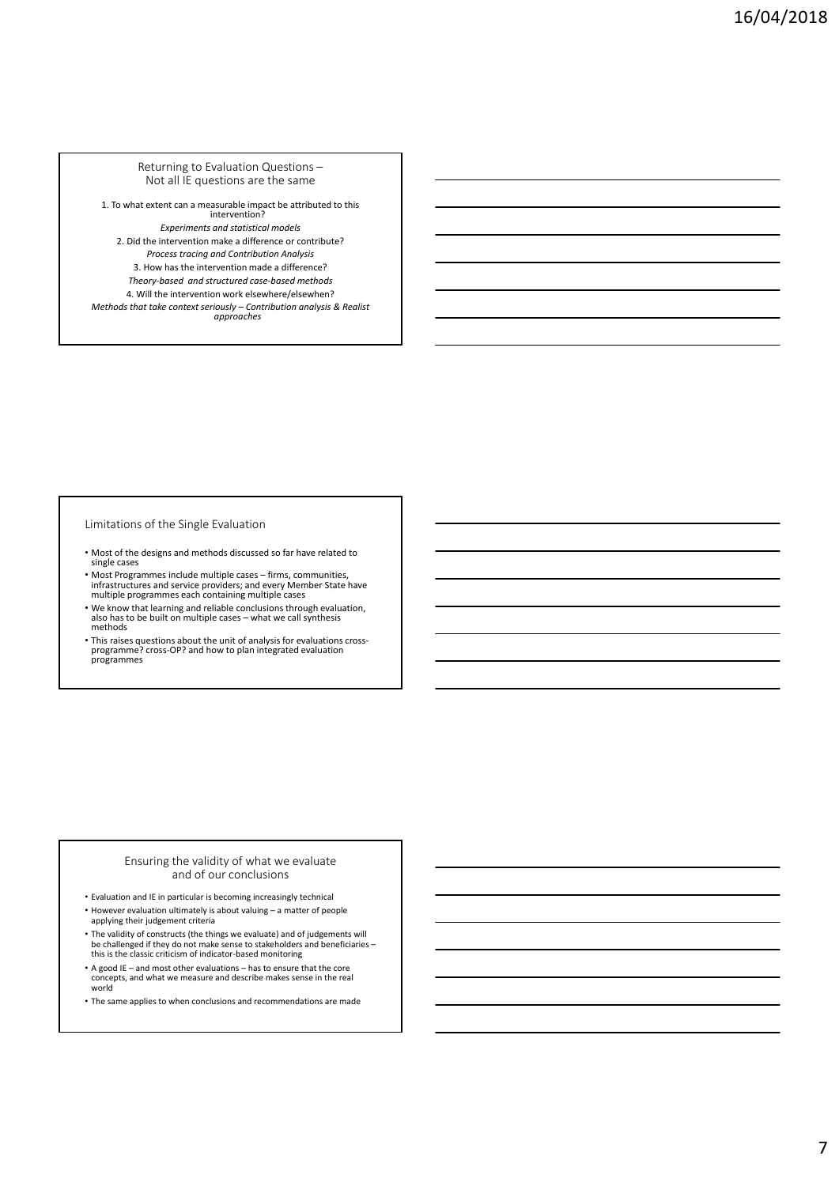## Returning to Evaluation Questions – Not all IE questions are the same

1. To what extent can a measurable impact be attributed to this intervention?

*Experiments and statistical models*

2. Did the intervention make a difference or contribute?

*Process tracing and Contribution Analysis*

3. How has the intervention made a difference?

*Theory-based and structured case-based methods*

4. Will the intervention work elsewhere/elsewhen?

*Methods that take context seriously – Contribution analysis & Realist approaches*

## Limitations of the Single Evaluation

- Most of the designs and methods discussed so far have related to single cases
- Most Programmes include multiple cases – firms, communities, infrastructures and service providers; and every Member State have multiple programmes each containing multiple cases
- We know that learning and reliable conclusions through evaluation, also has to be built on multiple cases – what we call synthesis methods
- This raises questions about the unit of analysis for evaluations cross-programme? cross-OP? and how to plan integrated evaluation programmes

## Ensuring the validity of what we evaluate and of our conclusions

- Evaluation and IE in particular is becoming increasingly technical
- However evaluation ultimately is about valuing – a matter of people applying their judgement criteria
- The validity of constructs (the things we evaluate) and of judgements will be challenged if they do not make sense to stakeholders and beneficiaries – this is the classic criticism of indicator-based monitoring
- A good IE – and most other evaluations – has to ensure that the core concepts, and what we measure and describe makes sense in the real world
- The same applies to when conclusions and recommendations are made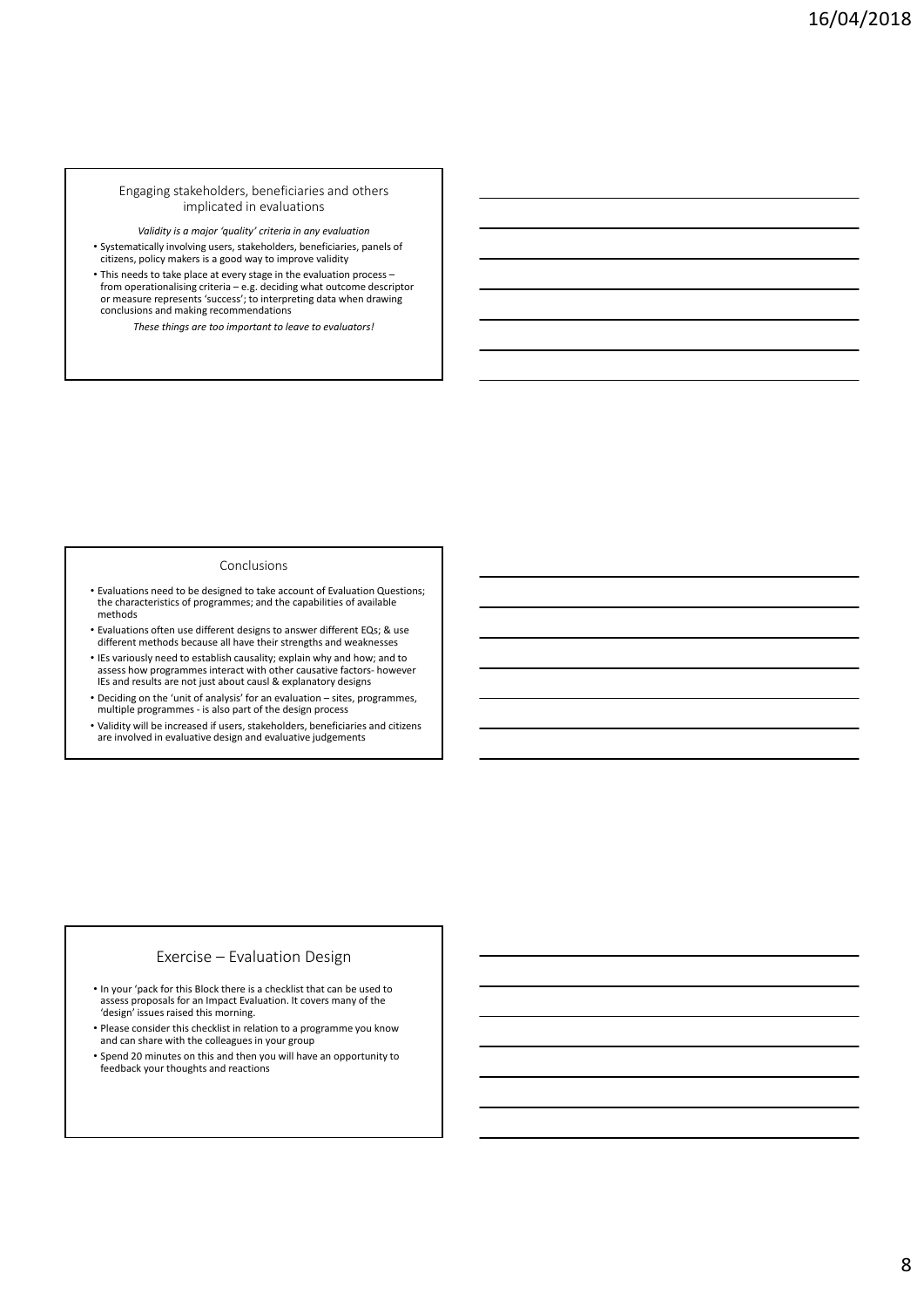## Engaging stakeholders, beneficiaries and others implicated in evaluations

*Validity is a major 'quality' criteria in any evaluation*

- Systematically involving users, stakeholders, beneficiaries, panels of citizens, policy makers is a good way to improve validity
- This needs to take place at every stage in the evaluation process – from operationalising criteria – e.g. deciding what outcome descriptor or measure represents 'success'; to interpreting data when drawing conclusions and making recommendations

*These things are too important to leave to evaluators!*

## Conclusions

- Evaluations need to be designed to take account of Evaluation Questions; the characteristics of programmes; and the capabilities of available methods
- Evaluations often use different designs to answer different EQs; & use different methods because all have their strengths and weaknesses
- IEs variously need to establish causality; explain why and how; and to assess how programmes interact with other causative factors- however IEs and results are not just about causl & explanatory designs
- Deciding on the 'unit of analysis' for an evaluation – sites, programmes, multiple programmes - is also part of the design process
- Validity will be increased if users, stakeholders, beneficiaries and citizens are involved in evaluative design and evaluative judgements

## Exercise – Evaluation Design

- In your 'pack for this Block there is a checklist that can be used to assess proposals for an Impact Evaluation. It covers many of the 'design' issues raised this morning.
- Please consider this checklist in relation to a programme you know and can share with the colleagues in your group
- Spend 20 minutes on this and then you will have an opportunity to feedback your thoughts and reactions